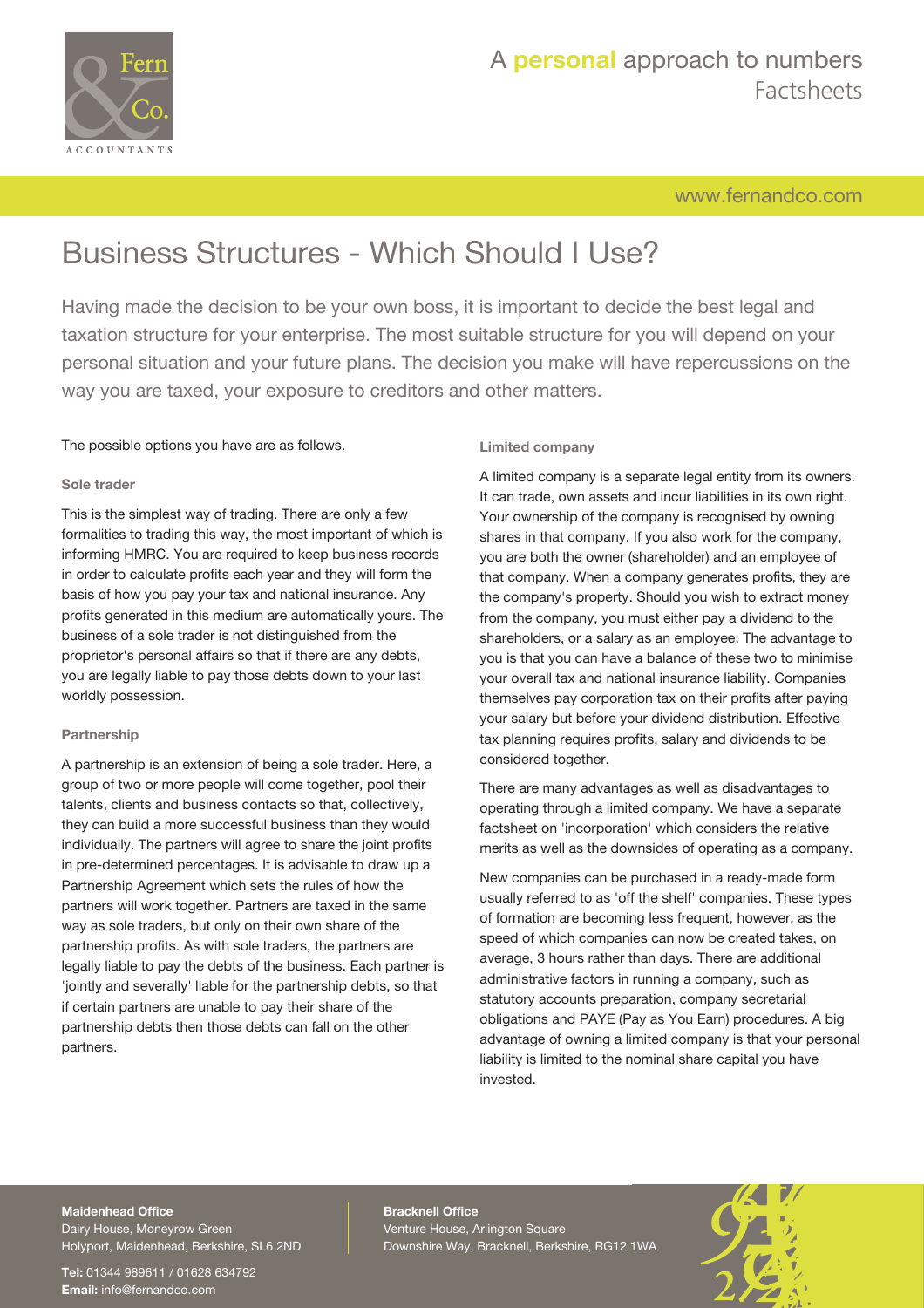# Business Structures - Which Should I Use?

Having made the decision to be your own boss, it is important to decide the best legal and taxation structure for your enterprise. The most suitable structure for you will depend on your personal situation and your future plans. The decision you make will have repercussions on the way you are taxed, your exposure to creditors and other matters.

The possible options you have are as follows.

### Sole trader

This is the simplest way of trading. There are only a few formalities to trading this way, the most important of which is informing HMRC. You are required to keep business records in order to calculate profits each year and they will form the basis of how you pay your tax and national insurance. Any profits generated in this medium are automatically yours. The business of a sole trader is not distinguished from the proprietor's personal affairs so that if there are any debts, you are legally liable to pay those debts down to your last worldly possession.

### Partnership

A partnership is an extension of being a sole trader. Here, a group of two or more people will come together, pool their talents, clients and business contacts so that, collectively, they can build a more successful business than they would individually. The partners will agree to share the joint profits in pre-determined percentages. It is advisable to draw up a Partnership Agreement which sets the rules of how the partners will work together. Partners are taxed in the same way as sole traders, but only on their own share of the partnership profits. As with sole traders, the partners are legally liable to pay the debts of the business. Each partner is 'jointly and severally' liable for the partnership debts, so that if certain partners are unable to pay their share of the partnership debts then those debts can fall on the other partners.

### Limited company

A limited company is a separate legal entity from its owners. It can trade, own assets and incur liabilities in its own right. Your ownership of the company is recognised by owning shares in that company. If you also work for the company, you are both the owner (shareholder) and an employee of that company. When a company generates profits, they are the company's property. Should you wish to extract money from the company, you must either pay a dividend to the shareholders, or a salary as an employee. The advantage to you is that you can have a balance of these two to minimise your overall tax and national insurance liability. Companies themselves pay corporation tax on their profits after paying your salary but before your dividend distribution. Effective tax planning requires profits, salary and dividends to be considered together.

There are many advantages as well as disadvantages to operating through a limited company. We have a separate factsheet on 'incorporation' which considers the relative merits as well as the downsides of operating as a company.

New companies can be purchased in a ready-made form usually referred to as 'off the shelf' companies. These types of formation are becoming less frequent, however, as the speed of which companies can now be created takes, on average, 3 hours rather than days. There are additional administrative factors in running a company, such as statutory accounts preparation, company secretarial obligations and PAYE (Pay as You Earn) procedures. A big advantage of owning a limited company is that your personal liability is limited to the nominal share capital you have invested.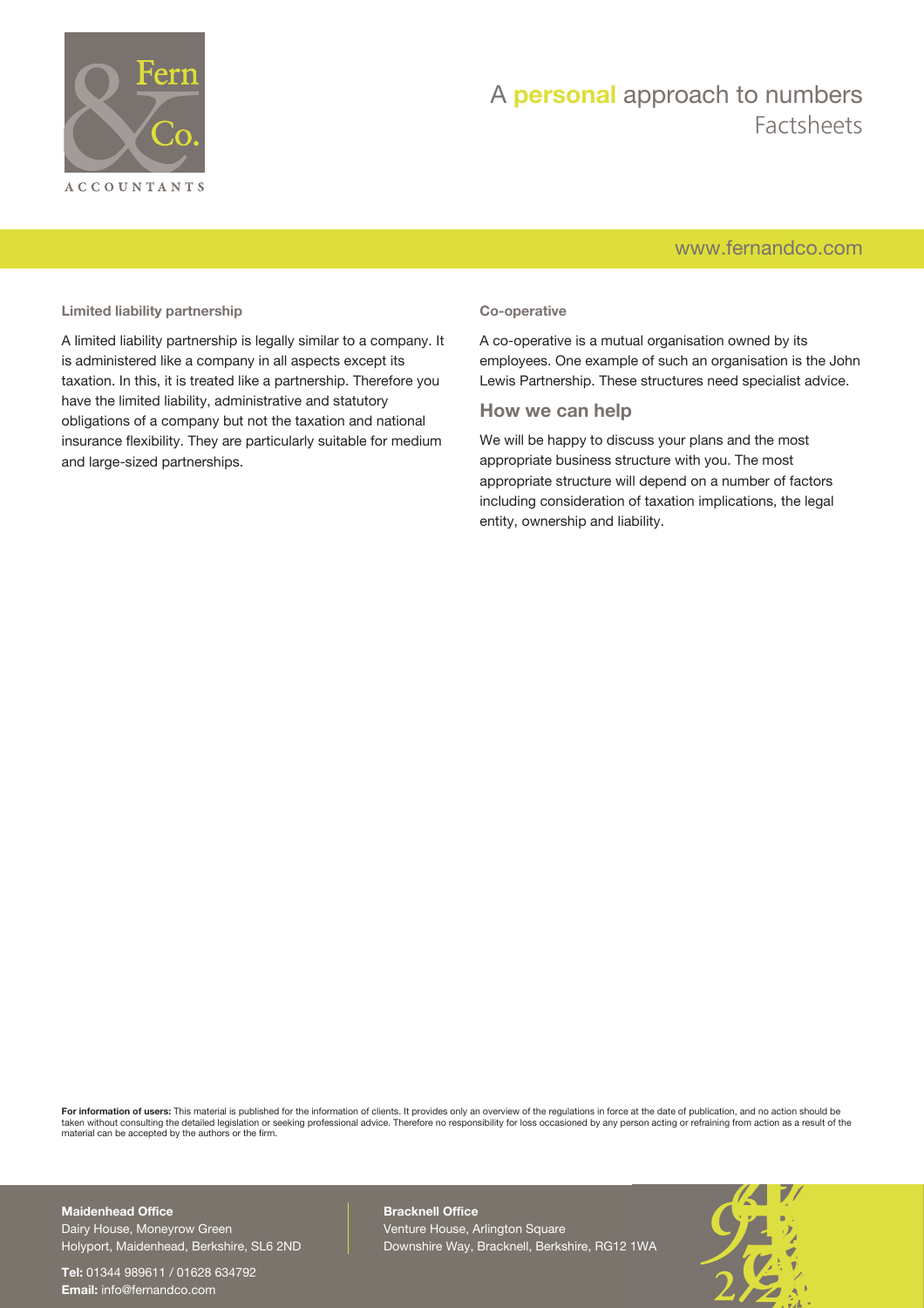### Limited liability partnership

A limited liability partnership is legally similar to a company. It is administered like a company in all aspects except its taxation. In this, it is treated like a partnership. Therefore you have the limited liability, administrative and statutory obligations of a company but not the taxation and national insurance flexibility. They are particularly suitable for medium and large-sized partnerships.

### Co-operative

A co-operative is a mutual organisation owned by its employees. One example of such an organisation is the John Lewis Partnership. These structures need specialist advice.

## How we can help

We will be happy to discuss your plans and the most appropriate business structure with you. The most appropriate structure will depend on a number of factors including consideration of taxation implications, the legal entity, ownership and liability.

**For information of users:** This material is published for the information of clients. It provides only an overview of the regulations in force at the date of publication, and no action should be taken without consulting the detailed legislation or seeking professional advice. Therefore no responsibility for loss occasioned by any person acting or refraining from action as a result of the material can be accepted by the authors or the firm.